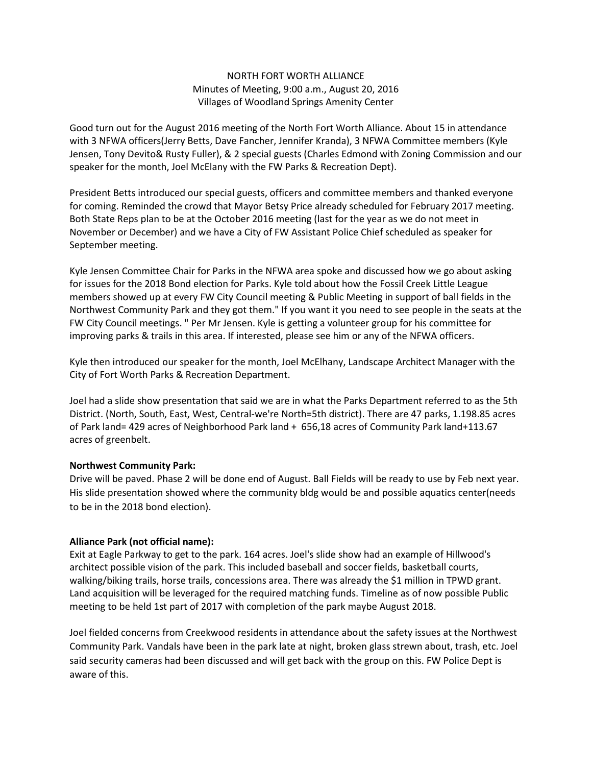NORTH FORT WORTH ALLIANCE
Minutes of Meeting, 9:00 a.m., August 20, 2016
Villages of Woodland Springs Amenity Center

Good turn out for the August 2016 meeting of the North Fort Worth Alliance. About 15 in attendance with 3 NFWA officers(Jerry Betts, Dave Fancher, Jennifer Kranda), 3 NFWA Committee members (Kyle Jensen, Tony Devito& Rusty Fuller), & 2 special guests (Charles Edmond with Zoning Commission and our speaker for the month, Joel McElany with the FW Parks & Recreation Dept).

President Betts introduced our special guests, officers and committee members and thanked everyone for coming. Reminded the crowd that Mayor Betsy Price already scheduled for February 2017 meeting. Both State Reps plan to be at the October 2016 meeting (last for the year as we do not meet in November or December) and we have a City of FW Assistant Police Chief scheduled as speaker for September meeting.

Kyle Jensen Committee Chair for Parks in the NFWA area spoke and discussed how we go about asking for issues for the 2018 Bond election for Parks. Kyle told about how the Fossil Creek Little League members showed up at every FW City Council meeting & Public Meeting in support of ball fields in the Northwest Community Park and they got them." If you want it you need to see people in the seats at the FW City Council meetings. " Per Mr Jensen. Kyle is getting a volunteer group for his committee for improving parks & trails in this area. If interested, please see him or any of the NFWA officers.

Kyle then introduced our speaker for the month, Joel McElhany, Landscape Architect Manager with the City of Fort Worth Parks & Recreation Department.

Joel had a slide show presentation that said we are in what the Parks Department referred to as the 5th District. (North, South, East, West, Central-we're North=5th district). There are 47 parks, 1.198.85 acres of Park land= 429 acres of Neighborhood Park land + 656,18 acres of Community Park land+113.67 acres of greenbelt.

**Northwest Community Park:**
Drive will be paved. Phase 2 will be done end of August. Ball Fields will be ready to use by Feb next year. His slide presentation showed where the community bldg would be and possible aquatics center(needs to be in the 2018 bond election).

**Alliance Park (not official name):**
Exit at Eagle Parkway to get to the park. 164 acres. Joel's slide show had an example of Hillwood's architect possible vision of the park. This included baseball and soccer fields, basketball courts, walking/biking trails, horse trails, concessions area. There was already the $1 million in TPWD grant. Land acquisition will be leveraged for the required matching funds. Timeline as of now possible Public meeting to be held 1st part of 2017 with completion of the park maybe August 2018.

Joel fielded concerns from Creekwood residents in attendance about the safety issues at the Northwest Community Park. Vandals have been in the park late at night, broken glass strewn about, trash, etc. Joel said security cameras had been discussed and will get back with the group on this. FW Police Dept is aware of this.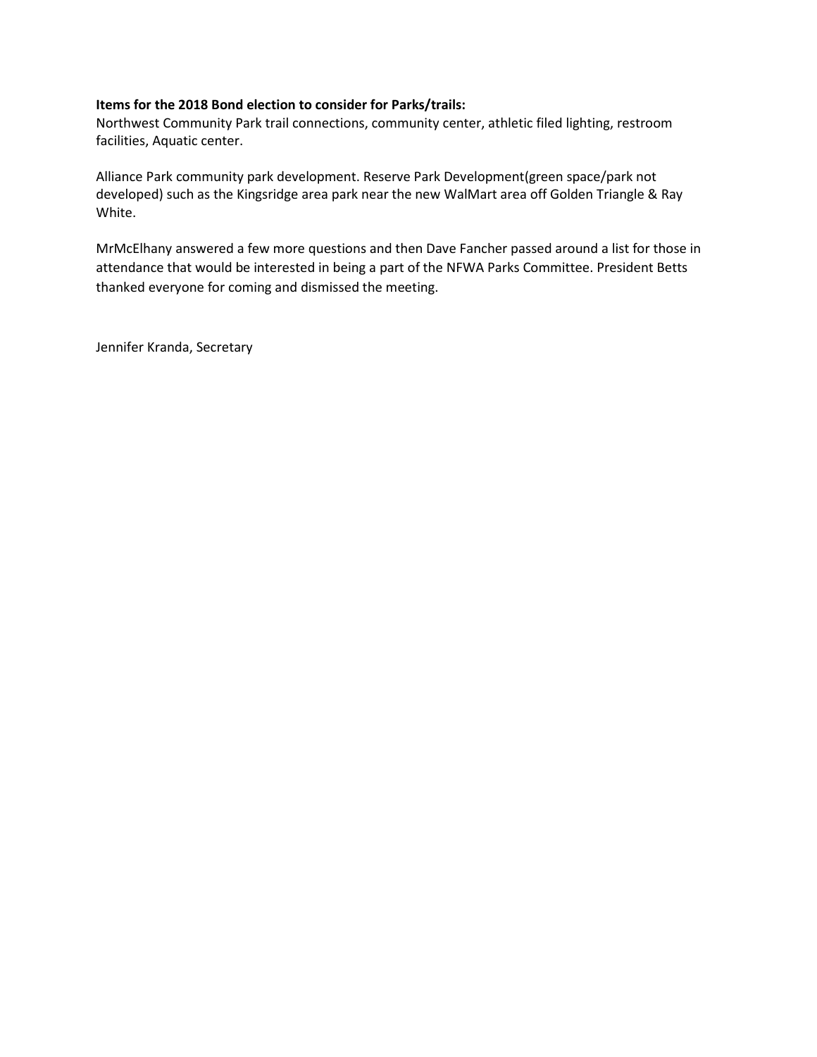**Items for the 2018 Bond election to consider for Parks/trails:**
Northwest Community Park trail connections, community center, athletic filed lighting, restroom facilities, Aquatic center.

Alliance Park community park development. Reserve Park Development(green space/park not developed) such as the Kingsridge area park near the new WalMart area off Golden Triangle & Ray White.

MrMcElhany answered a few more questions and then Dave Fancher passed around a list for those in attendance that would be interested in being a part of the NFWA Parks Committee. President Betts thanked everyone for coming and dismissed the meeting.

Jennifer Kranda, Secretary